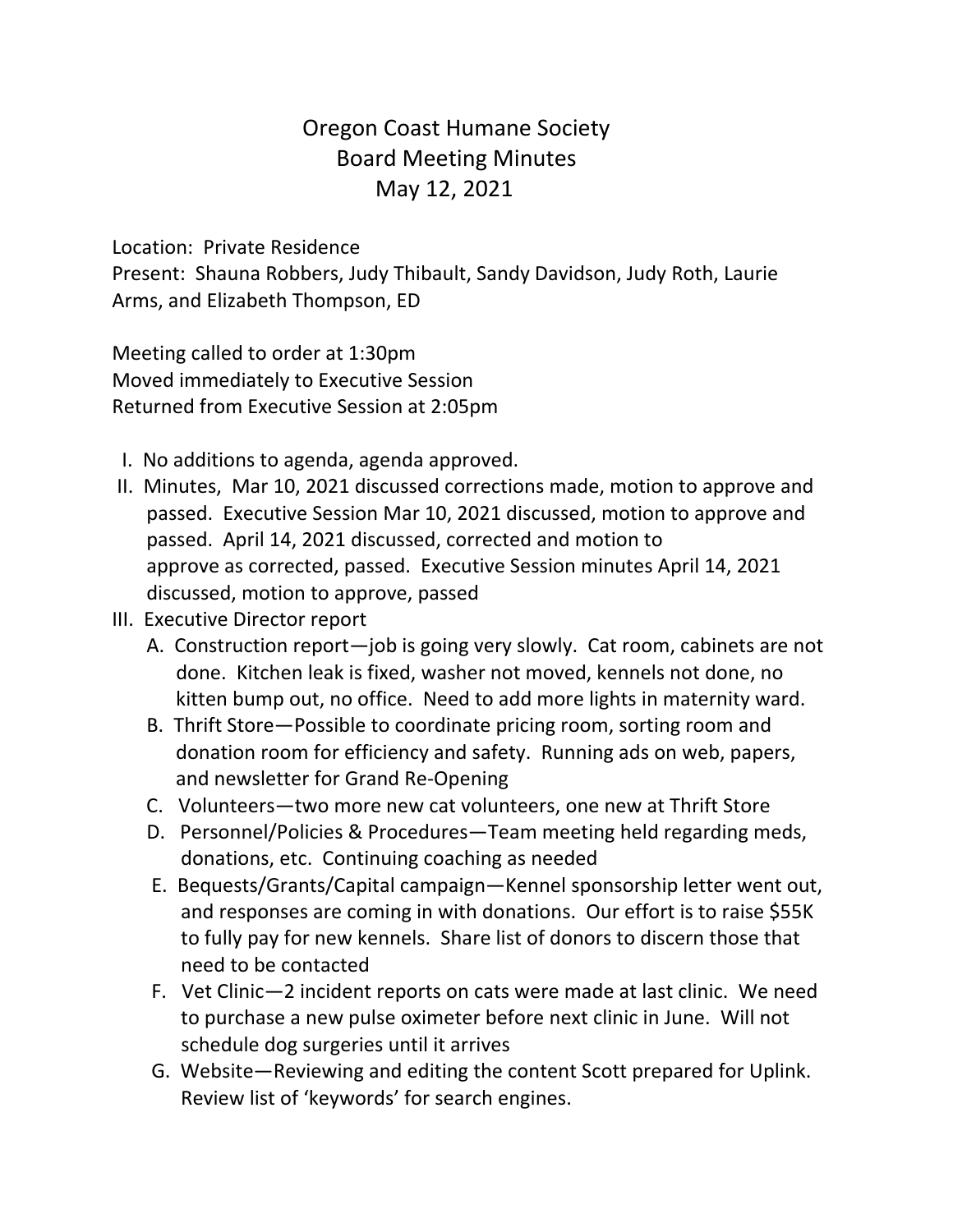# Oregon Coast Humane Society
## Board Meeting Minutes
### May 12, 2021

Location: Private Residence
Present: Shauna Robbers, Judy Thibault, Sandy Davidson, Judy Roth, Laurie Arms, and Elizabeth Thompson, ED

Meeting called to order at 1:30pm
Moved immediately to Executive Session
Returned from Executive Session at 2:05pm

I. No additions to agenda, agenda approved.

II. Minutes, Mar 10, 2021 discussed corrections made, motion to approve and passed. Executive Session Mar 10, 2021 discussed, motion to approve and passed. April 14, 2021 discussed, corrected and motion to approve as corrected, passed. Executive Session minutes April 14, 2021 discussed, motion to approve, passed

III. Executive Director report

   A. Construction report—job is going very slowly. Cat room, cabinets are not done. Kitchen leak is fixed, washer not moved, kennels not done, no kitten bump out, no office. Need to add more lights in maternity ward.

   B. Thrift Store—Possible to coordinate pricing room, sorting room and donation room for efficiency and safety. Running ads on web, papers, and newsletter for Grand Re-Opening

   C. Volunteers—two more new cat volunteers, one new at Thrift Store

   D. Personnel/Policies & Procedures—Team meeting held regarding meds, donations, etc. Continuing coaching as needed

   E. Bequests/Grants/Capital campaign—Kennel sponsorship letter went out, and responses are coming in with donations. Our effort is to raise $55K to fully pay for new kennels. Share list of donors to discern those that need to be contacted

   F. Vet Clinic—2 incident reports on cats were made at last clinic. We need to purchase a new pulse oximeter before next clinic in June. Will not schedule dog surgeries until it arrives

   G. Website—Reviewing and editing the content Scott prepared for Uplink. Review list of 'keywords' for search engines.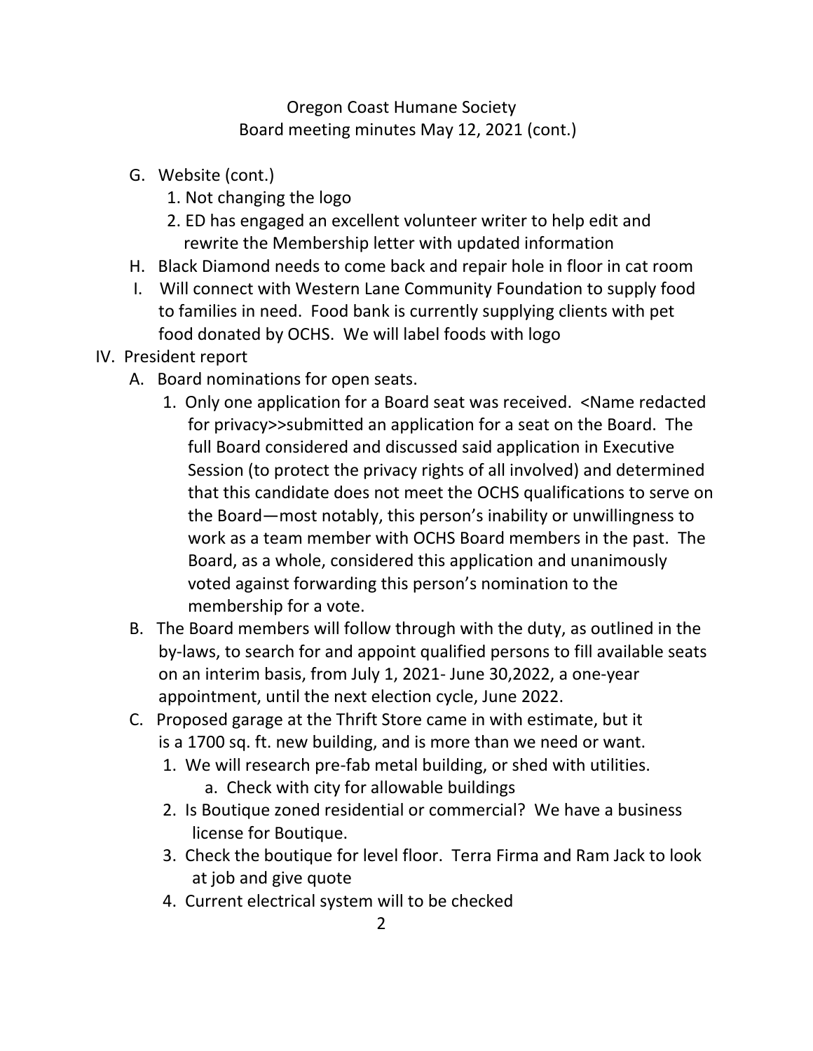Oregon Coast Humane Society
Board meeting minutes May 12, 2021 (cont.)

- G. Website (cont.)
  1. Not changing the logo
  2. ED has engaged an excellent volunteer writer to help edit and rewrite the Membership letter with updated information
- H. Black Diamond needs to come back and repair hole in floor in cat room
- I. Will connect with Western Lane Community Foundation to supply food to families in need. Food bank is currently supplying clients with pet food donated by OCHS. We will label foods with logo

IV. President report

- A. Board nominations for open seats.
  1. Only one application for a Board seat was received. <Name redacted for privacy>>submitted an application for a seat on the Board. The full Board considered and discussed said application in Executive Session (to protect the privacy rights of all involved) and determined that this candidate does not meet the OCHS qualifications to serve on the Board—most notably, this person's inability or unwillingness to work as a team member with OCHS Board members in the past. The Board, as a whole, considered this application and unanimously voted against forwarding this person's nomination to the membership for a vote.
- B. The Board members will follow through with the duty, as outlined in the by-laws, to search for and appoint qualified persons to fill available seats on an interim basis, from July 1, 2021- June 30,2022, a one-year appointment, until the next election cycle, June 2022.
- C. Proposed garage at the Thrift Store came in with estimate, but it is a 1700 sq. ft. new building, and is more than we need or want.
  1. We will research pre-fab metal building, or shed with utilities.
     - a. Check with city for allowable buildings
  2. Is Boutique zoned residential or commercial? We have a business license for Boutique.
  3. Check the boutique for level floor. Terra Firma and Ram Jack to look at job and give quote
  4. Current electrical system will to be checked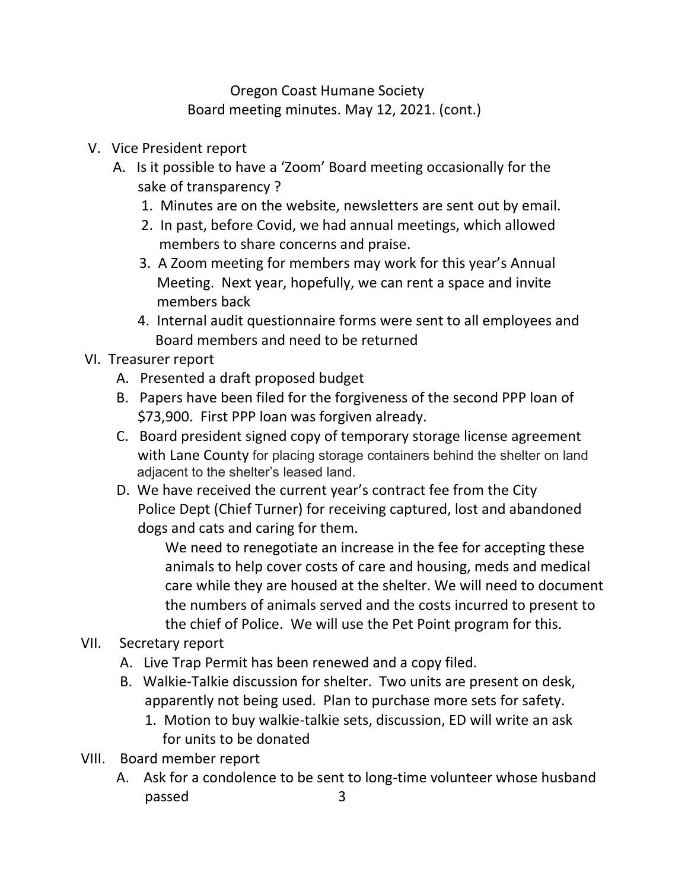Oregon Coast Humane Society
Board meeting minutes. May 12, 2021. (cont.)

V. Vice President report
   A. Is it possible to have a 'Zoom' Board meeting occasionally for the sake of transparency ?
      1. Minutes are on the website, newsletters are sent out by email.
      2. In past, before Covid, we had annual meetings, which allowed members to share concerns and praise.
      3. A Zoom meeting for members may work for this year's Annual Meeting. Next year, hopefully, we can rent a space and invite members back
      4. Internal audit questionnaire forms were sent to all employees and Board members and need to be returned

VI. Treasurer report
   A. Presented a draft proposed budget
   B. Papers have been filed for the forgiveness of the second PPP loan of $73,900. First PPP loan was forgiven already.
   C. Board president signed copy of temporary storage license agreement with Lane County for placing storage containers behind the shelter on land adjacent to the shelter's leased land.
   D. We have received the current year's contract fee from the City Police Dept (Chief Turner) for receiving captured, lost and abandoned dogs and cats and caring for them.

      We need to renegotiate an increase in the fee for accepting these animals to help cover costs of care and housing, meds and medical care while they are housed at the shelter. We will need to document the numbers of animals served and the costs incurred to present to the chief of Police. We will use the Pet Point program for this.

VII. Secretary report
   A. Live Trap Permit has been renewed and a copy filed.
   B. Walkie-Talkie discussion for shelter. Two units are present on desk, apparently not being used. Plan to purchase more sets for safety.
      1. Motion to buy walkie-talkie sets, discussion, ED will write an ask for units to be donated

VIII. Board member report
   A. Ask for a condolence to be sent to long-time volunteer whose husband passed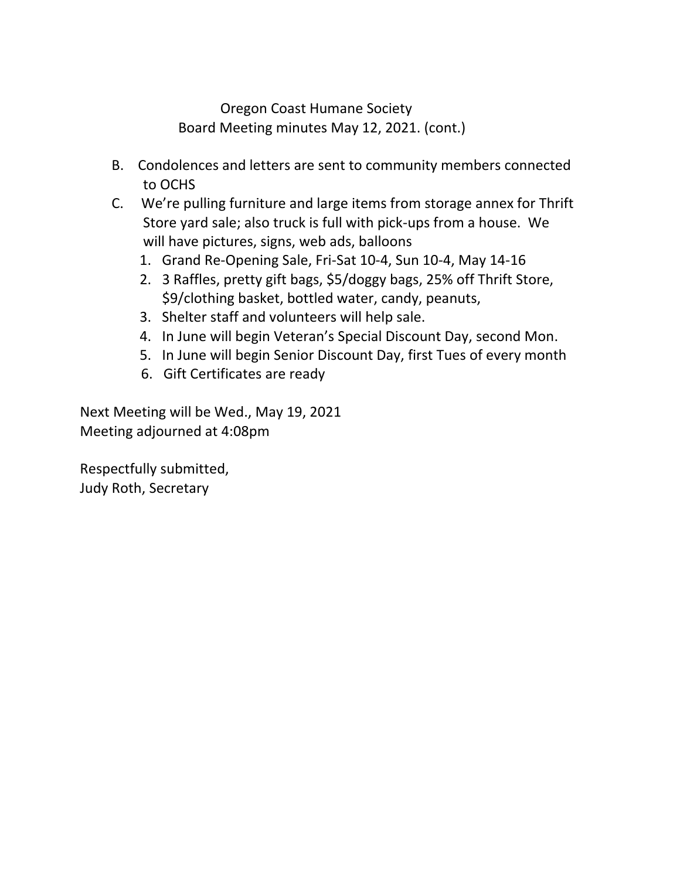Oregon Coast Humane Society
Board Meeting minutes May 12, 2021. (cont.)

B. Condolences and letters are sent to community members connected to OCHS

C. We're pulling furniture and large items from storage annex for Thrift Store yard sale; also truck is full with pick-ups from a house. We will have pictures, signs, web ads, balloons

1. Grand Re-Opening Sale, Fri-Sat 10-4, Sun 10-4, May 14-16
2. 3 Raffles, pretty gift bags, $5/doggy bags, 25% off Thrift Store, $9/clothing basket, bottled water, candy, peanuts,
3. Shelter staff and volunteers will help sale.
4. In June will begin Veteran's Special Discount Day, second Mon.
5. In June will begin Senior Discount Day, first Tues of every month
6. Gift Certificates are ready

Next Meeting will be Wed., May 19, 2021
Meeting adjourned at 4:08pm

Respectfully submitted,
Judy Roth, Secretary